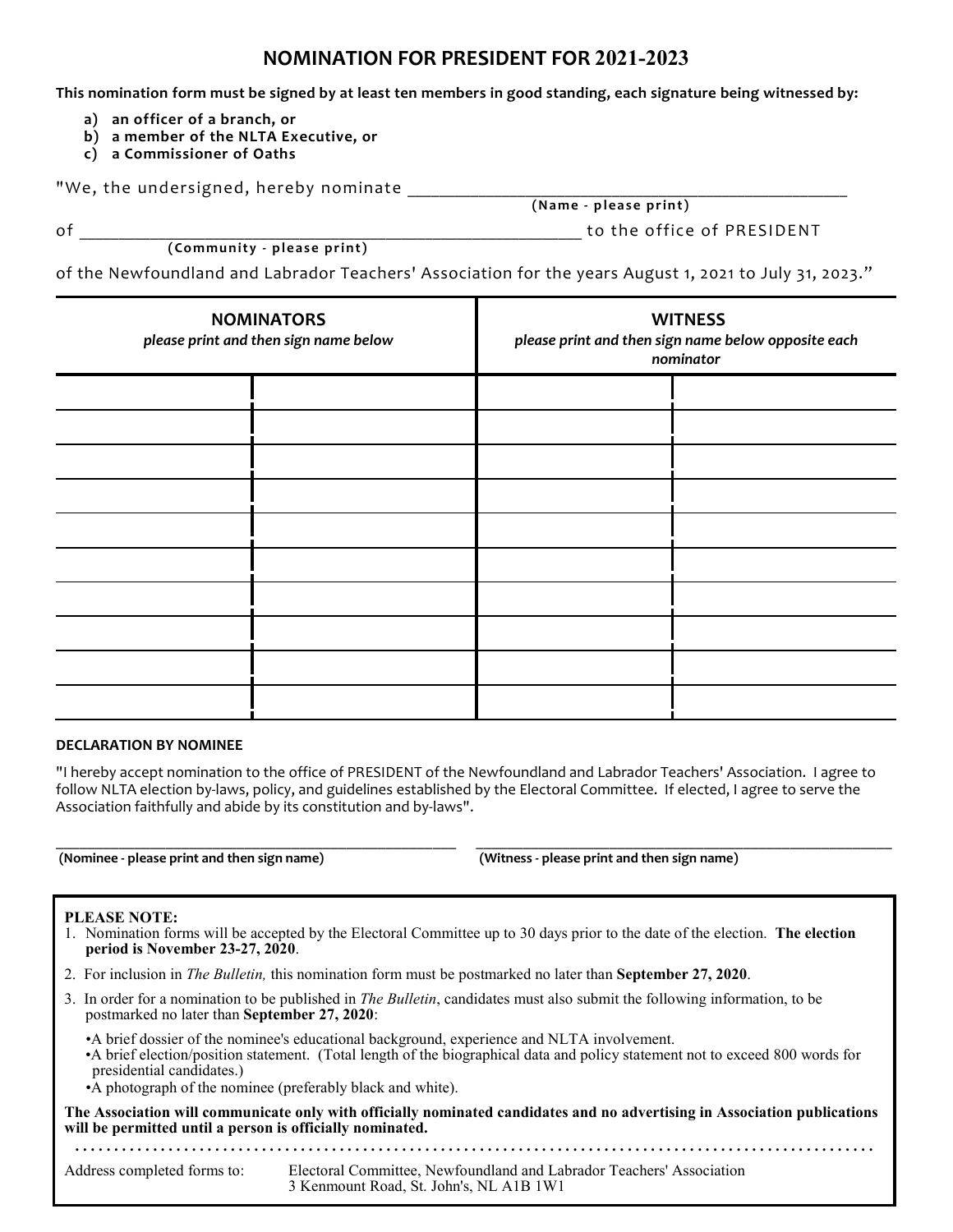# NOMINATION FOR PRESIDENT FOR 2021-2023

**This nomination form must be signed by at least ten members in good standing, each signature being witnessed by:**

a) **an officer of a branch, or**
b) **a member of the NLTA Executive, or**
c) **a Commissioner of Oaths**

"We, the undersigned, hereby nominate ______________________________________________
**(Name - please print)**

of ______________________________________________________ to the office of PRESIDENT
**(Community - please print)**

of the Newfoundland and Labrador Teachers' Association for the years August 1, 2021 to July 31, 2023."

| **NOMINATORS** *please print and then sign name below* | | **WITNESS** *please print and then sign name below opposite each nominator* | |
|---|---|---|---|
| | | | |
| | | | |
| | | | |
| | | | |
| | | | |
| | | | |
| | | | |
| | | | |
| | | | |
| | | | |

**DECLARATION BY NOMINEE**

"I hereby accept nomination to the office of PRESIDENT of the Newfoundland and Labrador Teachers' Association. I agree to follow NLTA election by-laws, policy, and guidelines established by the Electoral Committee. If elected, I agree to serve the Association faithfully and abide by its constitution and by-laws".

______________________________________________________ ______________________________________________________
**(Nominee - please print and then sign name)** **(Witness - please print and then sign name)**

**PLEASE NOTE:**

1. Nomination forms will be accepted by the Electoral Committee up to 30 days prior to the date of the election. **The election period is November 23-27, 2020**.
2. For inclusion in *The Bulletin,* this nomination form must be postmarked no later than **September 27, 2020**.
3. In order for a nomination to be published in *The Bulletin*, candidates must also submit the following information, to be postmarked no later than **September 27, 2020**:
   - A brief dossier of the nominee's educational background, experience and NLTA involvement.
   - A brief election/position statement. (Total length of the biographical data and policy statement not to exceed 800 words for presidential candidates.)
   - A photograph of the nominee (preferably black and white).

**The Association will communicate only with officially nominated candidates and no advertising in Association publications will be permitted until a person is officially nominated.**

Address completed forms to: Electoral Committee, Newfoundland and Labrador Teachers' Association
3 Kenmount Road, St. John's, NL A1B 1W1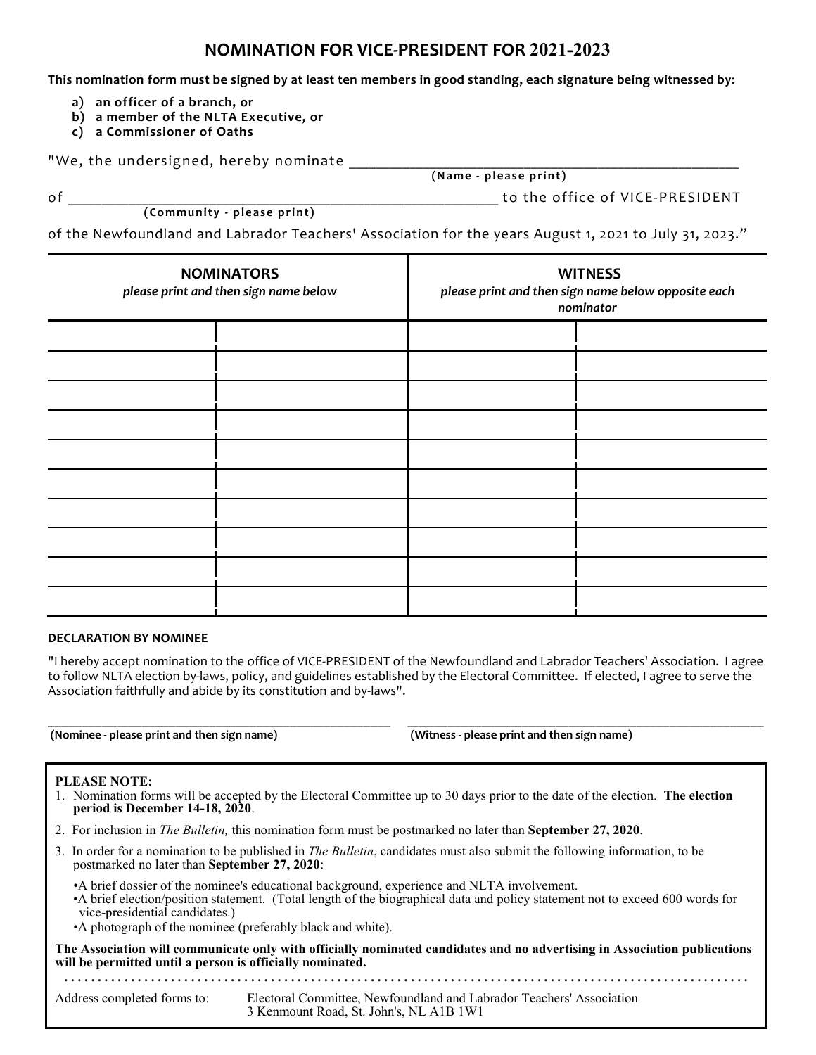# NOMINATION FOR VICE-PRESIDENT FOR 2021-2023

**This nomination form must be signed by at least ten members in good standing, each signature being witnessed by:**

a) **an officer of a branch, or**
b) **a member of the NLTA Executive, or**
c) **a Commissioner of Oaths**

"We, the undersigned, hereby nominate \_\_\_\_\_\_\_\_\_\_\_\_\_\_\_\_\_\_\_\_\_\_\_\_\_\_\_\_\_\_\_\_\_\_\_\_\_\_\_\_\_\_\_\_\_\_\_\_
**(Name - please print)**

of \_\_\_\_\_\_\_\_\_\_\_\_\_\_\_\_\_\_\_\_\_\_\_\_\_\_\_\_\_\_\_\_\_\_\_\_\_\_\_\_\_\_\_\_\_\_\_\_\_\_\_\_\_\_ to the office of VICE-PRESIDENT
**(Community - please print)**

of the Newfoundland and Labrador Teachers' Association for the years August 1, 2021 to July 31, 2023."

| **NOMINATORS** *please print and then sign name below* | | **WITNESS** *please print and then sign name below opposite each nominator* | |
|---|---|---|---|
| | | | |
| | | | |
| | | | |
| | | | |
| | | | |
| | | | |
| | | | |
| | | | |
| | | | |
| | | | |

**DECLARATION BY NOMINEE**

"I hereby accept nomination to the office of VICE-PRESIDENT of the Newfoundland and Labrador Teachers' Association. I agree to follow NLTA election by-laws, policy, and guidelines established by the Electoral Committee. If elected, I agree to serve the Association faithfully and abide by its constitution and by-laws".

\_\_\_\_\_\_\_\_\_\_\_\_\_\_\_\_\_\_\_\_\_\_\_\_\_\_\_\_\_\_\_\_\_\_\_\_\_\_\_\_ \_\_\_\_\_\_\_\_\_\_\_\_\_\_\_\_\_\_\_\_\_\_\_\_\_\_\_\_\_\_\_\_\_\_\_\_\_\_\_\_
**(Nominee - please print and then sign name)** **(Witness - please print and then sign name)**

**PLEASE NOTE:**

1. Nomination forms will be accepted by the Electoral Committee up to 30 days prior to the date of the election. **The election period is December 14-18, 2020**.
2. For inclusion in *The Bulletin,* this nomination form must be postmarked no later than **September 27, 2020**.
3. In order for a nomination to be published in *The Bulletin*, candidates must also submit the following information, to be postmarked no later than **September 27, 2020**:
   - A brief dossier of the nominee's educational background, experience and NLTA involvement.
   - A brief election/position statement. (Total length of the biographical data and policy statement not to exceed 600 words for vice-presidential candidates.)
   - A photograph of the nominee (preferably black and white).

**The Association will communicate only with officially nominated candidates and no advertising in Association publications will be permitted until a person is officially nominated.**

Address completed forms to: Electoral Committee, Newfoundland and Labrador Teachers' Association
3 Kenmount Road, St. John's, NL A1B 1W1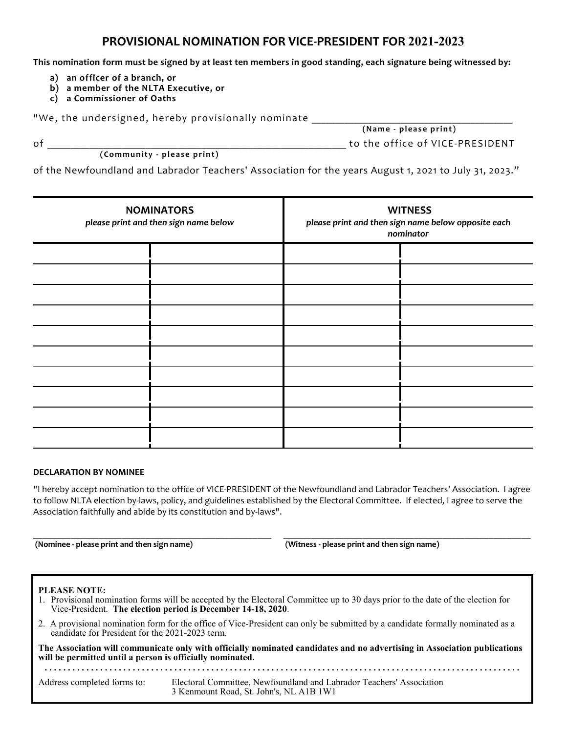# PROVISIONAL NOMINATION FOR VICE-PRESIDENT FOR 2021-2023

**This nomination form must be signed by at least ten members in good standing, each signature being witnessed by:**

a) **an officer of a branch, or**
b) **a member of the NLTA Executive, or**
c) **a Commissioner of Oaths**

"We, the undersigned, hereby provisionally nominate ____________________________________
**(Name - please print)**

of ____________________________________________________ to the office of VICE-PRESIDENT
**(Community - please print)**

of the Newfoundland and Labrador Teachers' Association for the years August 1, 2021 to July 31, 2023."

| **NOMINATORS** *please print and then sign name below* | | **WITNESS** *please print and then sign name below opposite each nominator* | |
|---|---|---|---|
| | | | |
| | | | |
| | | | |
| | | | |
| | | | |
| | | | |
| | | | |
| | | | |
| | | | |
| | | | |

**DECLARATION BY NOMINEE**

"I hereby accept nomination to the office of VICE-PRESIDENT of the Newfoundland and Labrador Teachers' Association. I agree to follow NLTA election by-laws, policy, and guidelines established by the Electoral Committee. If elected, I agree to serve the Association faithfully and abide by its constitution and by-laws".

______________________________________________________ ______________________________________________________
**(Nominee - please print and then sign name)** **(Witness - please print and then sign name)**

**PLEASE NOTE:**

1. Provisional nomination forms will be accepted by the Electoral Committee up to 30 days prior to the date of the election for Vice-President. **The election period is December 14-18, 2020**.
2. A provisional nomination form for the office of Vice-President can only be submitted by a candidate formally nominated as a candidate for President for the 2021-2023 term.

**The Association will communicate only with officially nominated candidates and no advertising in Association publications will be permitted until a person is officially nominated.**

Address completed forms to: Electoral Committee, Newfoundland and Labrador Teachers' Association
3 Kenmount Road, St. John's, NL A1B 1W1